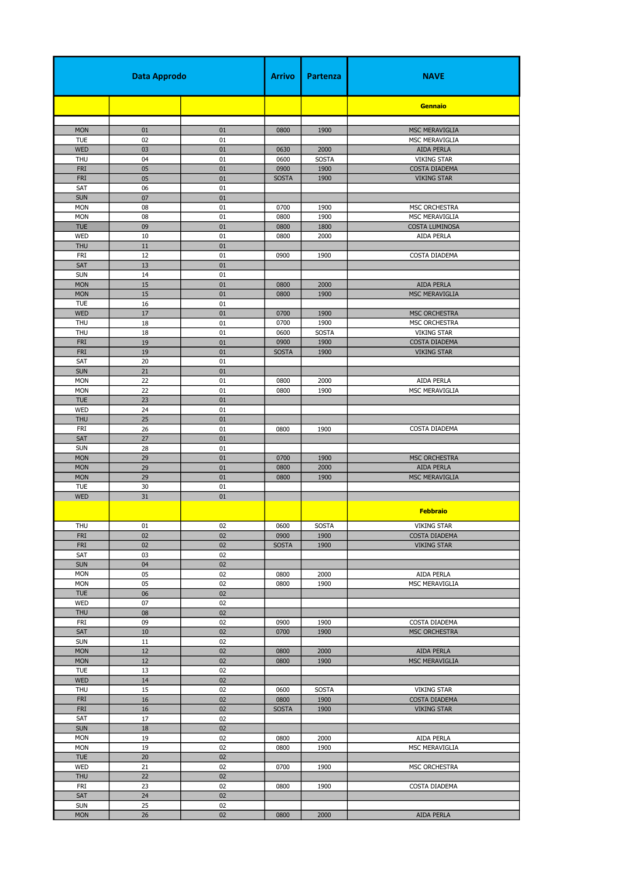| Data Approdo | | | Arrivo | Partenza | NAVE |
|---|---|---|---|---|---|
| | | | | | **Gennaio** |
| MON | 01 | 01 | 0800 | 1900 | MSC MERAVIGLIA |
| TUE | 02 | 01 | | | MSC MERAVIGLIA |
| WED | 03 | 01 | 0630 | 2000 | AIDA PERLA |
| THU | 04 | 01 | 0600 | SOSTA | VIKING STAR |
| FRI | 05 | 01 | 0900 | 1900 | COSTA DIADEMA |
| FRI | 05 | 01 | SOSTA | 1900 | VIKING STAR |
| SAT | 06 | 01 | | | |
| SUN | 07 | 01 | | | |
| MON | 08 | 01 | 0700 | 1900 | MSC ORCHESTRA |
| MON | 08 | 01 | 0800 | 1900 | MSC MERAVIGLIA |
| TUE | 09 | 01 | 0800 | 1800 | COSTA LUMINOSA |
| WED | 10 | 01 | 0800 | 2000 | AIDA PERLA |
| THU | 11 | 01 | | | |
| FRI | 12 | 01 | 0900 | 1900 | COSTA DIADEMA |
| SAT | 13 | 01 | | | |
| SUN | 14 | 01 | | | |
| MON | 15 | 01 | 0800 | 2000 | AIDA PERLA |
| MON | 15 | 01 | 0800 | 1900 | MSC MERAVIGLIA |
| TUE | 16 | 01 | | | |
| WED | 17 | 01 | 0700 | 1900 | MSC ORCHESTRA |
| THU | 18 | 01 | 0700 | 1900 | MSC ORCHESTRA |
| THU | 18 | 01 | 0600 | SOSTA | VIKING STAR |
| FRI | 19 | 01 | 0900 | 1900 | COSTA DIADEMA |
| FRI | 19 | 01 | SOSTA | 1900 | VIKING STAR |
| SAT | 20 | 01 | | | |
| SUN | 21 | 01 | | | |
| MON | 22 | 01 | 0800 | 2000 | AIDA PERLA |
| MON | 22 | 01 | 0800 | 1900 | MSC MERAVIGLIA |
| TUE | 23 | 01 | | | |
| WED | 24 | 01 | | | |
| THU | 25 | 01 | | | |
| FRI | 26 | 01 | 0800 | 1900 | COSTA DIADEMA |
| SAT | 27 | 01 | | | |
| SUN | 28 | 01 | | | |
| MON | 29 | 01 | 0700 | 1900 | MSC ORCHESTRA |
| MON | 29 | 01 | 0800 | 2000 | AIDA PERLA |
| MON | 29 | 01 | 0800 | 1900 | MSC MERAVIGLIA |
| TUE | 30 | 01 | | | |
| WED | 31 | 01 | | | |
| | | | | | **Febbraio** |
| THU | 01 | 02 | 0600 | SOSTA | VIKING STAR |
| FRI | 02 | 02 | 0900 | 1900 | COSTA DIADEMA |
| FRI | 02 | 02 | SOSTA | 1900 | VIKING STAR |
| SAT | 03 | 02 | | | |
| SUN | 04 | 02 | | | |
| MON | 05 | 02 | 0800 | 2000 | AIDA PERLA |
| MON | 05 | 02 | 0800 | 1900 | MSC MERAVIGLIA |
| TUE | 06 | 02 | | | |
| WED | 07 | 02 | | | |
| THU | 08 | 02 | | | |
| FRI | 09 | 02 | 0900 | 1900 | COSTA DIADEMA |
| SAT | 10 | 02 | 0700 | 1900 | MSC ORCHESTRA |
| SUN | 11 | 02 | | | |
| MON | 12 | 02 | 0800 | 2000 | AIDA PERLA |
| MON | 12 | 02 | 0800 | 1900 | MSC MERAVIGLIA |
| TUE | 13 | 02 | | | |
| WED | 14 | 02 | | | |
| THU | 15 | 02 | 0600 | SOSTA | VIKING STAR |
| FRI | 16 | 02 | 0800 | 1900 | COSTA DIADEMA |
| FRI | 16 | 02 | SOSTA | 1900 | VIKING STAR |
| SAT | 17 | 02 | | | |
| SUN | 18 | 02 | | | |
| MON | 19 | 02 | 0800 | 2000 | AIDA PERLA |
| MON | 19 | 02 | 0800 | 1900 | MSC MERAVIGLIA |
| TUE | 20 | 02 | | | |
| WED | 21 | 02 | 0700 | 1900 | MSC ORCHESTRA |
| THU | 22 | 02 | | | |
| FRI | 23 | 02 | 0800 | 1900 | COSTA DIADEMA |
| SAT | 24 | 02 | | | |
| SUN | 25 | 02 | | | |
| MON | 26 | 02 | 0800 | 2000 | AIDA PERLA |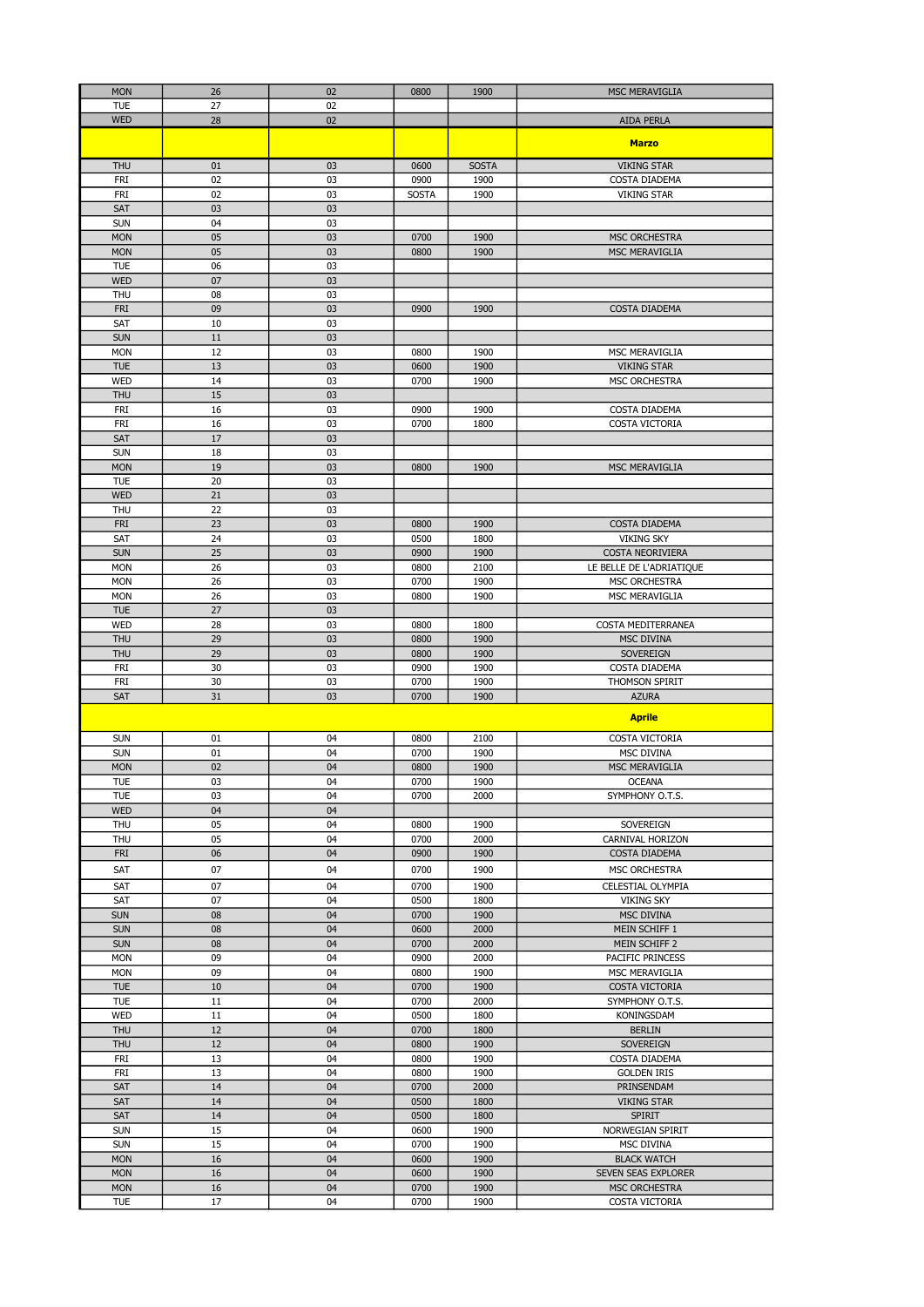| MON | 26 | 02 | 0800 | 1900 | MSC MERAVIGLIA |
|---|---|---|---|---|---|
| TUE | 27 | 02 | | | |
| WED | 28 | 02 | | | AIDA PERLA |
| | | | | | **Marzo** |
| THU | 01 | 03 | 0600 | SOSTA | VIKING STAR |
| FRI | 02 | 03 | 0900 | 1900 | COSTA DIADEMA |
| FRI | 02 | 03 | SOSTA | 1900 | VIKING STAR |
| SAT | 03 | 03 | | | |
| SUN | 04 | 03 | | | |
| MON | 05 | 03 | 0700 | 1900 | MSC ORCHESTRA |
| MON | 05 | 03 | 0800 | 1900 | MSC MERAVIGLIA |
| TUE | 06 | 03 | | | |
| WED | 07 | 03 | | | |
| THU | 08 | 03 | | | |
| FRI | 09 | 03 | 0900 | 1900 | COSTA DIADEMA |
| SAT | 10 | 03 | | | |
| SUN | 11 | 03 | | | |
| MON | 12 | 03 | 0800 | 1900 | MSC MERAVIGLIA |
| TUE | 13 | 03 | 0600 | 1900 | VIKING STAR |
| WED | 14 | 03 | 0700 | 1900 | MSC ORCHESTRA |
| THU | 15 | 03 | | | |
| FRI | 16 | 03 | 0900 | 1900 | COSTA DIADEMA |
| FRI | 16 | 03 | 0700 | 1800 | COSTA VICTORIA |
| SAT | 17 | 03 | | | |
| SUN | 18 | 03 | | | |
| MON | 19 | 03 | 0800 | 1900 | MSC MERAVIGLIA |
| TUE | 20 | 03 | | | |
| WED | 21 | 03 | | | |
| THU | 22 | 03 | | | |
| FRI | 23 | 03 | 0800 | 1900 | COSTA DIADEMA |
| SAT | 24 | 03 | 0500 | 1800 | VIKING SKY |
| SUN | 25 | 03 | 0900 | 1900 | COSTA NEORIVIERA |
| MON | 26 | 03 | 0800 | 2100 | LE BELLE DE L'ADRIATIQUE |
| MON | 26 | 03 | 0700 | 1900 | MSC ORCHESTRA |
| MON | 26 | 03 | 0800 | 1900 | MSC MERAVIGLIA |
| TUE | 27 | 03 | | | |
| WED | 28 | 03 | 0800 | 1800 | COSTA MEDITERRANEA |
| THU | 29 | 03 | 0800 | 1900 | MSC DIVINA |
| THU | 29 | 03 | 0800 | 1900 | SOVEREIGN |
| FRI | 30 | 03 | 0900 | 1900 | COSTA DIADEMA |
| FRI | 30 | 03 | 0700 | 1900 | THOMSON SPIRIT |
| SAT | 31 | 03 | 0700 | 1900 | AZURA |
| | | | | | **Aprile** |
| SUN | 01 | 04 | 0800 | 2100 | COSTA VICTORIA |
| SUN | 01 | 04 | 0700 | 1900 | MSC DIVINA |
| MON | 02 | 04 | 0800 | 1900 | MSC MERAVIGLIA |
| TUE | 03 | 04 | 0700 | 1900 | OCEANA |
| TUE | 03 | 04 | 0700 | 2000 | SYMPHONY O.T.S. |
| WED | 04 | 04 | | | |
| THU | 05 | 04 | 0800 | 1900 | SOVEREIGN |
| THU | 05 | 04 | 0700 | 2000 | CARNIVAL HORIZON |
| FRI | 06 | 04 | 0900 | 1900 | COSTA DIADEMA |
| SAT | 07 | 04 | 0700 | 1900 | MSC ORCHESTRA |
| SAT | 07 | 04 | 0700 | 1900 | CELESTIAL OLYMPIA |
| SAT | 07 | 04 | 0500 | 1800 | VIKING SKY |
| SUN | 08 | 04 | 0700 | 1900 | MSC DIVINA |
| SUN | 08 | 04 | 0600 | 2000 | MEIN SCHIFF 1 |
| SUN | 08 | 04 | 0700 | 2000 | MEIN SCHIFF 2 |
| MON | 09 | 04 | 0900 | 2000 | PACIFIC PRINCESS |
| MON | 09 | 04 | 0800 | 1900 | MSC MERAVIGLIA |
| TUE | 10 | 04 | 0700 | 1900 | COSTA VICTORIA |
| TUE | 11 | 04 | 0700 | 2000 | SYMPHONY O.T.S. |
| WED | 11 | 04 | 0500 | 1800 | KONINGSDAM |
| THU | 12 | 04 | 0700 | 1800 | BERLIN |
| THU | 12 | 04 | 0800 | 1900 | SOVEREIGN |
| FRI | 13 | 04 | 0800 | 1900 | COSTA DIADEMA |
| FRI | 13 | 04 | 0800 | 1900 | GOLDEN IRIS |
| SAT | 14 | 04 | 0700 | 2000 | PRINSENDAM |
| SAT | 14 | 04 | 0500 | 1800 | VIKING STAR |
| SAT | 14 | 04 | 0500 | 1800 | SPIRIT |
| SUN | 15 | 04 | 0600 | 1900 | NORWEGIAN SPIRIT |
| SUN | 15 | 04 | 0700 | 1900 | MSC DIVINA |
| MON | 16 | 04 | 0600 | 1900 | BLACK WATCH |
| MON | 16 | 04 | 0600 | 1900 | SEVEN SEAS EXPLORER |
| MON | 16 | 04 | 0700 | 1900 | MSC ORCHESTRA |
| TUE | 17 | 04 | 0700 | 1900 | COSTA VICTORIA |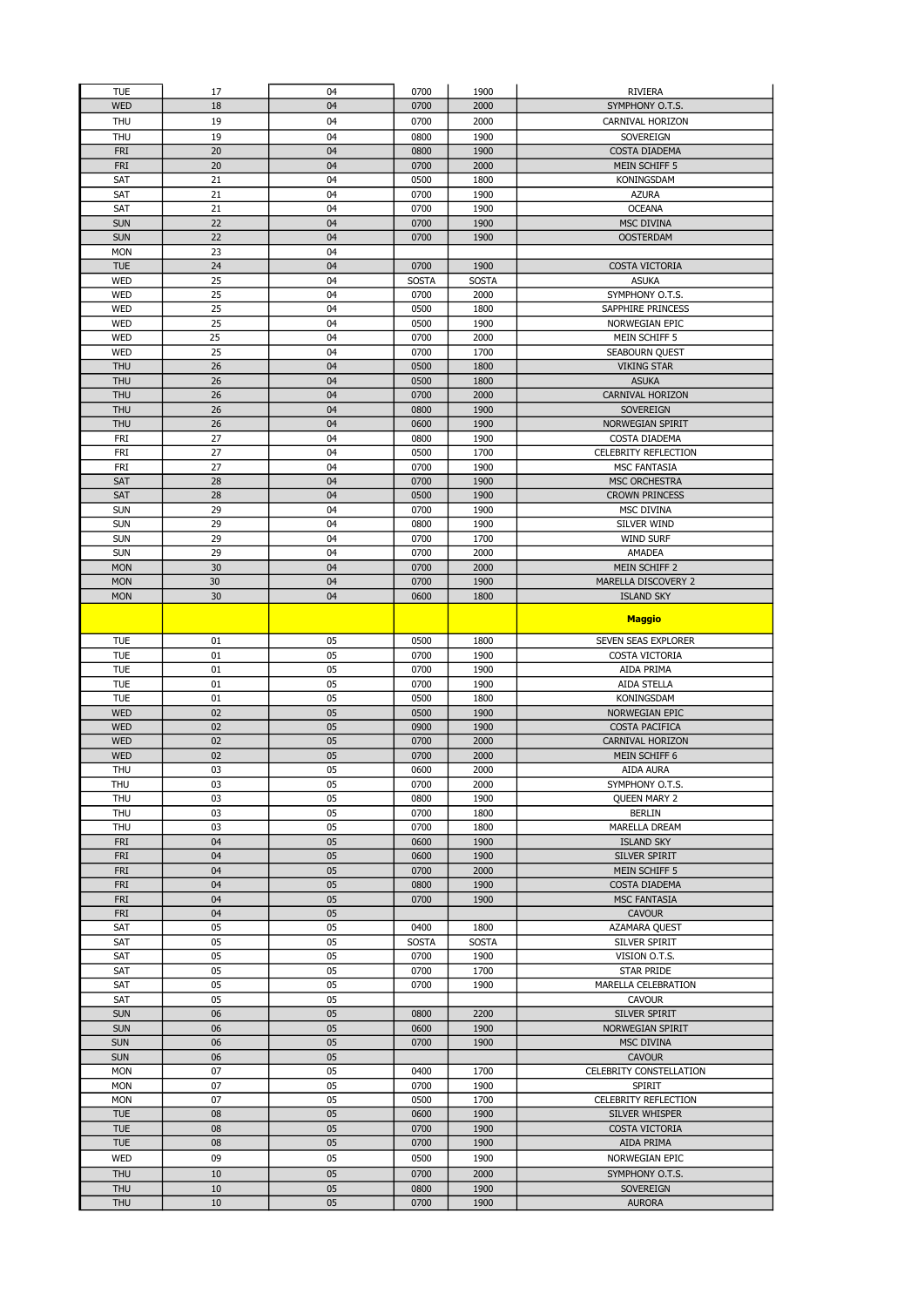| | | | | | |
|---|---|---|---|---|---|
| TUE | 17 | 04 | 0700 | 1900 | RIVIERA |
| WED | 18 | 04 | 0700 | 2000 | SYMPHONY O.T.S. |
| THU | 19 | 04 | 0700 | 2000 | CARNIVAL HORIZON |
| THU | 19 | 04 | 0800 | 1900 | SOVEREIGN |
| FRI | 20 | 04 | 0800 | 1900 | COSTA DIADEMA |
| FRI | 20 | 04 | 0700 | 2000 | MEIN SCHIFF 5 |
| SAT | 21 | 04 | 0500 | 1800 | KONINGSDAM |
| SAT | 21 | 04 | 0700 | 1900 | AZURA |
| SAT | 21 | 04 | 0700 | 1900 | OCEANA |
| SUN | 22 | 04 | 0700 | 1900 | MSC DIVINA |
| SUN | 22 | 04 | 0700 | 1900 | OOSTERDAM |
| MON | 23 | 04 | | | |
| TUE | 24 | 04 | 0700 | 1900 | COSTA VICTORIA |
| WED | 25 | 04 | SOSTA | SOSTA | ASUKA |
| WED | 25 | 04 | 0700 | 2000 | SYMPHONY O.T.S. |
| WED | 25 | 04 | 0500 | 1800 | SAPPHIRE PRINCESS |
| WED | 25 | 04 | 0500 | 1900 | NORWEGIAN EPIC |
| WED | 25 | 04 | 0700 | 2000 | MEIN SCHIFF 5 |
| WED | 25 | 04 | 0700 | 1700 | SEABOURN QUEST |
| THU | 26 | 04 | 0500 | 1800 | VIKING STAR |
| THU | 26 | 04 | 0500 | 1800 | ASUKA |
| THU | 26 | 04 | 0700 | 2000 | CARNIVAL HORIZON |
| THU | 26 | 04 | 0800 | 1900 | SOVEREIGN |
| THU | 26 | 04 | 0600 | 1900 | NORWEGIAN SPIRIT |
| FRI | 27 | 04 | 0800 | 1900 | COSTA DIADEMA |
| FRI | 27 | 04 | 0500 | 1700 | CELEBRITY REFLECTION |
| FRI | 27 | 04 | 0700 | 1900 | MSC FANTASIA |
| SAT | 28 | 04 | 0700 | 1900 | MSC ORCHESTRA |
| SAT | 28 | 04 | 0500 | 1900 | CROWN PRINCESS |
| SUN | 29 | 04 | 0700 | 1900 | MSC DIVINA |
| SUN | 29 | 04 | 0800 | 1900 | SILVER WIND |
| SUN | 29 | 04 | 0700 | 1700 | WIND SURF |
| SUN | 29 | 04 | 0700 | 2000 | AMADEA |
| MON | 30 | 04 | 0700 | 2000 | MEIN SCHIFF 2 |
| MON | 30 | 04 | 0700 | 1900 | MARELLA DISCOVERY 2 |
| MON | 30 | 04 | 0600 | 1800 | ISLAND SKY |
| | | | | | **Maggio** |
| TUE | 01 | 05 | 0500 | 1800 | SEVEN SEAS EXPLORER |
| TUE | 01 | 05 | 0700 | 1900 | COSTA VICTORIA |
| TUE | 01 | 05 | 0700 | 1900 | AIDA PRIMA |
| TUE | 01 | 05 | 0700 | 1900 | AIDA STELLA |
| TUE | 01 | 05 | 0500 | 1800 | KONINGSDAM |
| WED | 02 | 05 | 0500 | 1900 | NORWEGIAN EPIC |
| WED | 02 | 05 | 0900 | 1900 | COSTA PACIFICA |
| WED | 02 | 05 | 0700 | 2000 | CARNIVAL HORIZON |
| WED | 02 | 05 | 0700 | 2000 | MEIN SCHIFF 6 |
| THU | 03 | 05 | 0600 | 2000 | AIDA AURA |
| THU | 03 | 05 | 0700 | 2000 | SYMPHONY O.T.S. |
| THU | 03 | 05 | 0800 | 1900 | QUEEN MARY 2 |
| THU | 03 | 05 | 0700 | 1800 | BERLIN |
| THU | 03 | 05 | 0700 | 1800 | MARELLA DREAM |
| FRI | 04 | 05 | 0600 | 1900 | ISLAND SKY |
| FRI | 04 | 05 | 0600 | 1900 | SILVER SPIRIT |
| FRI | 04 | 05 | 0700 | 2000 | MEIN SCHIFF 5 |
| FRI | 04 | 05 | 0800 | 1900 | COSTA DIADEMA |
| FRI | 04 | 05 | 0700 | 1900 | MSC FANTASIA |
| FRI | 04 | 05 | | | CAVOUR |
| SAT | 05 | 05 | 0400 | 1800 | AZAMARA QUEST |
| SAT | 05 | 05 | SOSTA | SOSTA | SILVER SPIRIT |
| SAT | 05 | 05 | 0700 | 1900 | VISION O.T.S. |
| SAT | 05 | 05 | 0700 | 1700 | STAR PRIDE |
| SAT | 05 | 05 | 0700 | 1900 | MARELLA CELEBRATION |
| SAT | 05 | 05 | | | CAVOUR |
| SUN | 06 | 05 | 0800 | 2200 | SILVER SPIRIT |
| SUN | 06 | 05 | 0600 | 1900 | NORWEGIAN SPIRIT |
| SUN | 06 | 05 | 0700 | 1900 | MSC DIVINA |
| SUN | 06 | 05 | | | CAVOUR |
| MON | 07 | 05 | 0400 | 1700 | CELEBRITY CONSTELLATION |
| MON | 07 | 05 | 0700 | 1900 | SPIRIT |
| MON | 07 | 05 | 0500 | 1700 | CELEBRITY REFLECTION |
| TUE | 08 | 05 | 0600 | 1900 | SILVER WHISPER |
| TUE | 08 | 05 | 0700 | 1900 | COSTA VICTORIA |
| TUE | 08 | 05 | 0700 | 1900 | AIDA PRIMA |
| WED | 09 | 05 | 0500 | 1900 | NORWEGIAN EPIC |
| THU | 10 | 05 | 0700 | 2000 | SYMPHONY O.T.S. |
| THU | 10 | 05 | 0800 | 1900 | SOVEREIGN |
| THU | 10 | 05 | 0700 | 1900 | AURORA |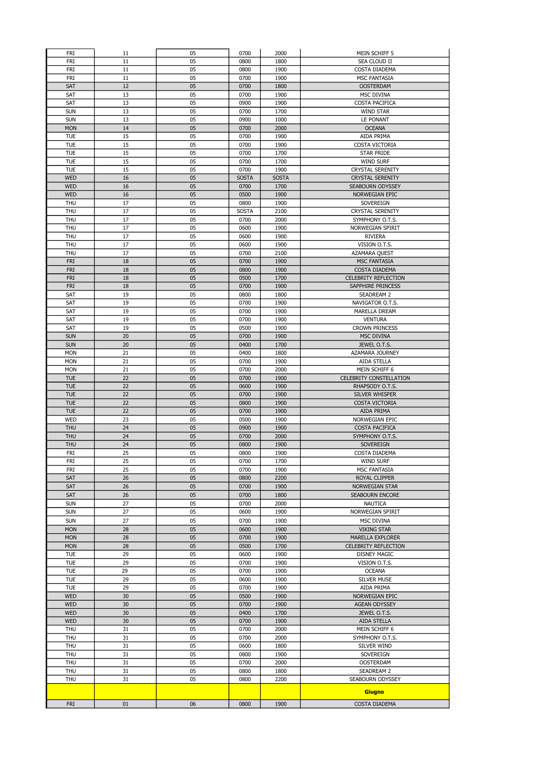| | | | | | |
|---|---|---|---|---|---|
| FRI | 11 | 05 | 0700 | 2000 | MEIN SCHIFF 5 |
| FRI | 11 | 05 | 0800 | 1800 | SEA CLOUD II |
| FRI | 11 | 05 | 0800 | 1900 | COSTA DIADEMA |
| FRI | 11 | 05 | 0700 | 1900 | MSC FANTASIA |
| SAT | 12 | 05 | 0700 | 1800 | OOSTERDAM |
| SAT | 13 | 05 | 0700 | 1900 | MSC DIVINA |
| SAT | 13 | 05 | 0900 | 1900 | COSTA PACIFICA |
| SUN | 13 | 05 | 0700 | 1700 | WIND STAR |
| SUN | 13 | 05 | 0900 | 1000 | LE PONANT |
| MON | 14 | 05 | 0700 | 2000 | OCEANA |
| TUE | 15 | 05 | 0700 | 1900 | AIDA PRIMA |
| TUE | 15 | 05 | 0700 | 1900 | COSTA VICTORIA |
| TUE | 15 | 05 | 0700 | 1700 | STAR PRIDE |
| TUE | 15 | 05 | 0700 | 1700 | WIND SURF |
| TUE | 15 | 05 | 0700 | 1900 | CRYSTAL SERENITY |
| WED | 16 | 05 | SOSTA | SOSTA | CRYSTAL SERENITY |
| WED | 16 | 05 | 0700 | 1700 | SEABOURN ODYSSEY |
| WED | 16 | 05 | 0500 | 1900 | NORWEGIAN EPIC |
| THU | 17 | 05 | 0800 | 1900 | SOVEREIGN |
| THU | 17 | 05 | SOSTA | 2100 | CRYSTAL SERENITY |
| THU | 17 | 05 | 0700 | 2000 | SYMPHONY O.T.S. |
| THU | 17 | 05 | 0600 | 1900 | NORWEGIAN SPIRIT |
| THU | 17 | 05 | 0600 | 1900 | RIVIERA |
| THU | 17 | 05 | 0600 | 1900 | VISION O.T.S. |
| THU | 17 | 05 | 0700 | 2100 | AZAMARA QUEST |
| FRI | 18 | 05 | 0700 | 1900 | MSC FANTASIA |
| FRI | 18 | 05 | 0800 | 1900 | COSTA DIADEMA |
| FRI | 18 | 05 | 0500 | 1700 | CELEBRITY REFLECTION |
| FRI | 18 | 05 | 0700 | 1900 | SAPPHIRE PRINCESS |
| SAT | 19 | 05 | 0800 | 1800 | SEADREAM 2 |
| SAT | 19 | 05 | 0700 | 1900 | NAVIGATOR O.T.S. |
| SAT | 19 | 05 | 0700 | 1900 | MARELLA DREAM |
| SAT | 19 | 05 | 0700 | 1900 | VENTURA |
| SAT | 19 | 05 | 0500 | 1900 | CROWN PRINCESS |
| SUN | 20 | 05 | 0700 | 1900 | MSC DIVINA |
| SUN | 20 | 05 | 0400 | 1700 | JEWEL O.T.S. |
| MON | 21 | 05 | 0400 | 1800 | AZAMARA JOURNEY |
| MON | 21 | 05 | 0700 | 1900 | AIDA STELLA |
| MON | 21 | 05 | 0700 | 2000 | MEIN SCHIFF 6 |
| TUE | 22 | 05 | 0700 | 1900 | CELEBRITY CONSTELLATION |
| TUE | 22 | 05 | 0600 | 1900 | RHAPSODY O.T.S. |
| TUE | 22 | 05 | 0700 | 1900 | SILVER WHISPER |
| TUE | 22 | 05 | 0800 | 1900 | COSTA VICTORIA |
| TUE | 22 | 05 | 0700 | 1900 | AIDA PRIMA |
| WED | 23 | 05 | 0500 | 1900 | NORWEGIAN EPIC |
| THU | 24 | 05 | 0900 | 1900 | COSTA PACIFICA |
| THU | 24 | 05 | 0700 | 2000 | SYMPHONY O.T.S. |
| THU | 24 | 05 | 0800 | 1900 | SOVEREIGN |
| FRI | 25 | 05 | 0800 | 1900 | COSTA DIADEMA |
| FRI | 25 | 05 | 0700 | 1700 | WIND SURF |
| FRI | 25 | 05 | 0700 | 1900 | MSC FANTASIA |
| SAT | 26 | 05 | 0800 | 2200 | ROYAL CLIPPER |
| SAT | 26 | 05 | 0700 | 1900 | NORWEGIAN STAR |
| SAT | 26 | 05 | 0700 | 1800 | SEABOURN ENCORE |
| SUN | 27 | 05 | 0700 | 2000 | NAUTICA |
| SUN | 27 | 05 | 0600 | 1900 | NORWEGIAN SPIRIT |
| SUN | 27 | 05 | 0700 | 1900 | MSC DIVINA |
| MON | 28 | 05 | 0600 | 1900 | VIKING STAR |
| MON | 28 | 05 | 0700 | 1900 | MARELLA EXPLORER |
| MON | 28 | 05 | 0500 | 1700 | CELEBRITY REFLECTION |
| TUE | 29 | 05 | 0600 | 1900 | DISNEY MAGIC |
| TUE | 29 | 05 | 0700 | 1900 | VISION O.T.S. |
| TUE | 29 | 05 | 0700 | 1900 | OCEANA |
| TUE | 29 | 05 | 0600 | 1900 | SILVER MUSE |
| TUE | 29 | 05 | 0700 | 1900 | AIDA PRIMA |
| WED | 30 | 05 | 0500 | 1900 | NORWEGIAN EPIC |
| WED | 30 | 05 | 0700 | 1900 | AGEAN ODYSSEY |
| WED | 30 | 05 | 0400 | 1700 | JEWEL O.T.S. |
| WED | 30 | 05 | 0700 | 1900 | AIDA STELLA |
| THU | 31 | 05 | 0700 | 2000 | MEIN SCHIFF 6 |
| THU | 31 | 05 | 0700 | 2000 | SYMPHONY O.T.S. |
| THU | 31 | 05 | 0600 | 1800 | SILVER WIND |
| THU | 31 | 05 | 0800 | 1900 | SOVEREIGN |
| THU | 31 | 05 | 0700 | 2000 | OOSTERDAM |
| THU | 31 | 05 | 0800 | 1800 | SEADREAM 2 |
| THU | 31 | 05 | 0800 | 2200 | SEABOURN ODYSSEY |
| | | | | | **Giugno** |
| FRI | 01 | 06 | 0800 | 1900 | COSTA DIADEMA |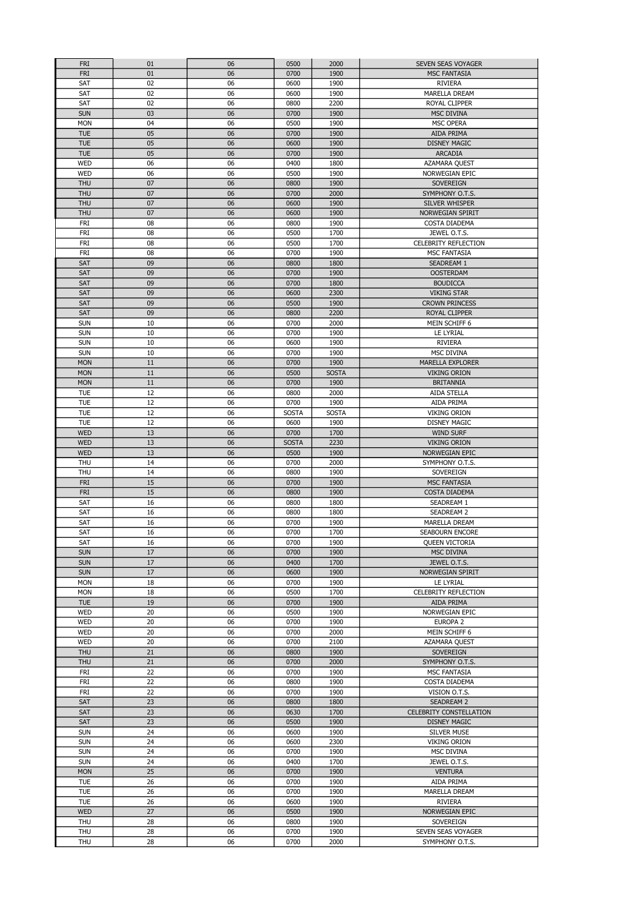| FRI | 01 | 06 | 0500 | 2000 | SEVEN SEAS VOYAGER |
|---|---|---|---|---|---|
| FRI | 01 | 06 | 0700 | 1900 | MSC FANTASIA |
| SAT | 02 | 06 | 0600 | 1900 | RIVIERA |
| SAT | 02 | 06 | 0600 | 1900 | MARELLA DREAM |
| SAT | 02 | 06 | 0800 | 2200 | ROYAL CLIPPER |
| SUN | 03 | 06 | 0700 | 1900 | MSC DIVINA |
| MON | 04 | 06 | 0500 | 1900 | MSC OPERA |
| TUE | 05 | 06 | 0700 | 1900 | AIDA PRIMA |
| TUE | 05 | 06 | 0600 | 1900 | DISNEY MAGIC |
| TUE | 05 | 06 | 0700 | 1900 | ARCADIA |
| WED | 06 | 06 | 0400 | 1800 | AZAMARA QUEST |
| WED | 06 | 06 | 0500 | 1900 | NORWEGIAN EPIC |
| THU | 07 | 06 | 0800 | 1900 | SOVEREIGN |
| THU | 07 | 06 | 0700 | 2000 | SYMPHONY O.T.S. |
| THU | 07 | 06 | 0600 | 1900 | SILVER WHISPER |
| THU | 07 | 06 | 0600 | 1900 | NORWEGIAN SPIRIT |
| FRI | 08 | 06 | 0800 | 1900 | COSTA DIADEMA |
| FRI | 08 | 06 | 0500 | 1700 | JEWEL O.T.S. |
| FRI | 08 | 06 | 0500 | 1700 | CELEBRITY REFLECTION |
| FRI | 08 | 06 | 0700 | 1900 | MSC FANTASIA |
| SAT | 09 | 06 | 0800 | 1800 | SEADREAM 1 |
| SAT | 09 | 06 | 0700 | 1900 | OOSTERDAM |
| SAT | 09 | 06 | 0700 | 1800 | BOUDICCA |
| SAT | 09 | 06 | 0600 | 2300 | VIKING STAR |
| SAT | 09 | 06 | 0500 | 1900 | CROWN PRINCESS |
| SAT | 09 | 06 | 0800 | 2200 | ROYAL CLIPPER |
| SUN | 10 | 06 | 0700 | 2000 | MEIN SCHIFF 6 |
| SUN | 10 | 06 | 0700 | 1900 | LE LYRIAL |
| SUN | 10 | 06 | 0600 | 1900 | RIVIERA |
| SUN | 10 | 06 | 0700 | 1900 | MSC DIVINA |
| MON | 11 | 06 | 0700 | 1900 | MARELLA EXPLORER |
| MON | 11 | 06 | 0500 | SOSTA | VIKING ORION |
| MON | 11 | 06 | 0700 | 1900 | BRITANNIA |
| TUE | 12 | 06 | 0800 | 2000 | AIDA STELLA |
| TUE | 12 | 06 | 0700 | 1900 | AIDA PRIMA |
| TUE | 12 | 06 | SOSTA | SOSTA | VIKING ORION |
| TUE | 12 | 06 | 0600 | 1900 | DISNEY MAGIC |
| WED | 13 | 06 | 0700 | 1700 | WIND SURF |
| WED | 13 | 06 | SOSTA | 2230 | VIKING ORION |
| WED | 13 | 06 | 0500 | 1900 | NORWEGIAN EPIC |
| THU | 14 | 06 | 0700 | 2000 | SYMPHONY O.T.S. |
| THU | 14 | 06 | 0800 | 1900 | SOVEREIGN |
| FRI | 15 | 06 | 0700 | 1900 | MSC FANTASIA |
| FRI | 15 | 06 | 0800 | 1900 | COSTA DIADEMA |
| SAT | 16 | 06 | 0800 | 1800 | SEADREAM 1 |
| SAT | 16 | 06 | 0800 | 1800 | SEADREAM 2 |
| SAT | 16 | 06 | 0700 | 1900 | MARELLA DREAM |
| SAT | 16 | 06 | 0700 | 1700 | SEABOURN ENCORE |
| SAT | 16 | 06 | 0700 | 1900 | QUEEN VICTORIA |
| SUN | 17 | 06 | 0700 | 1900 | MSC DIVINA |
| SUN | 17 | 06 | 0400 | 1700 | JEWEL O.T.S. |
| SUN | 17 | 06 | 0600 | 1900 | NORWEGIAN SPIRIT |
| MON | 18 | 06 | 0700 | 1900 | LE LYRIAL |
| MON | 18 | 06 | 0500 | 1700 | CELEBRITY REFLECTION |
| TUE | 19 | 06 | 0700 | 1900 | AIDA PRIMA |
| WED | 20 | 06 | 0500 | 1900 | NORWEGIAN EPIC |
| WED | 20 | 06 | 0700 | 1900 | EUROPA 2 |
| WED | 20 | 06 | 0700 | 2000 | MEIN SCHIFF 6 |
| WED | 20 | 06 | 0700 | 2100 | AZAMARA QUEST |
| THU | 21 | 06 | 0800 | 1900 | SOVEREIGN |
| THU | 21 | 06 | 0700 | 2000 | SYMPHONY O.T.S. |
| FRI | 22 | 06 | 0700 | 1900 | MSC FANTASIA |
| FRI | 22 | 06 | 0800 | 1900 | COSTA DIADEMA |
| FRI | 22 | 06 | 0700 | 1900 | VISION O.T.S. |
| SAT | 23 | 06 | 0800 | 1800 | SEADREAM 2 |
| SAT | 23 | 06 | 0630 | 1700 | CELEBRITY CONSTELLATION |
| SAT | 23 | 06 | 0500 | 1900 | DISNEY MAGIC |
| SUN | 24 | 06 | 0600 | 1900 | SILVER MUSE |
| SUN | 24 | 06 | 0600 | 2300 | VIKING ORION |
| SUN | 24 | 06 | 0700 | 1900 | MSC DIVINA |
| SUN | 24 | 06 | 0400 | 1700 | JEWEL O.T.S. |
| MON | 25 | 06 | 0700 | 1900 | VENTURA |
| TUE | 26 | 06 | 0700 | 1900 | AIDA PRIMA |
| TUE | 26 | 06 | 0700 | 1900 | MARELLA DREAM |
| TUE | 26 | 06 | 0600 | 1900 | RIVIERA |
| WED | 27 | 06 | 0500 | 1900 | NORWEGIAN EPIC |
| THU | 28 | 06 | 0800 | 1900 | SOVEREIGN |
| THU | 28 | 06 | 0700 | 1900 | SEVEN SEAS VOYAGER |
| THU | 28 | 06 | 0700 | 2000 | SYMPHONY O.T.S. |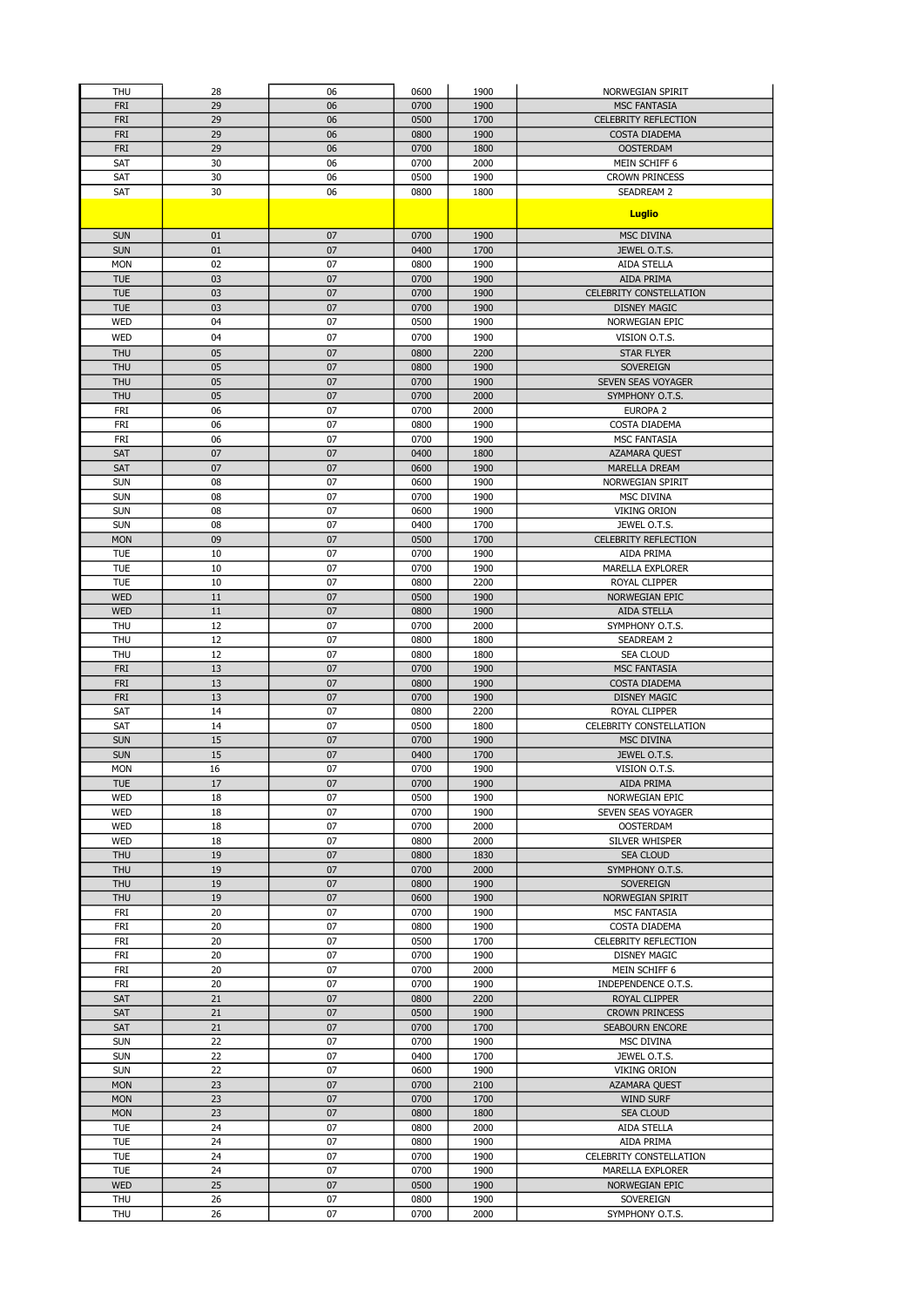| THU | 28 | 06 | 0600 | 1900 | NORWEGIAN SPIRIT |
|---|---|---|---|---|---|
| FRI | 29 | 06 | 0700 | 1900 | MSC FANTASIA |
| FRI | 29 | 06 | 0500 | 1700 | CELEBRITY REFLECTION |
| FRI | 29 | 06 | 0800 | 1900 | COSTA DIADEMA |
| FRI | 29 | 06 | 0700 | 1800 | OOSTERDAM |
| SAT | 30 | 06 | 0700 | 2000 | MEIN SCHIFF 6 |
| SAT | 30 | 06 | 0500 | 1900 | CROWN PRINCESS |
| SAT | 30 | 06 | 0800 | 1800 | SEADREAM 2 |
| | | | | | **Luglio** |
| SUN | 01 | 07 | 0700 | 1900 | MSC DIVINA |
| SUN | 01 | 07 | 0400 | 1700 | JEWEL O.T.S. |
| MON | 02 | 07 | 0800 | 1900 | AIDA STELLA |
| TUE | 03 | 07 | 0700 | 1900 | AIDA PRIMA |
| TUE | 03 | 07 | 0700 | 1900 | CELEBRITY CONSTELLATION |
| TUE | 03 | 07 | 0700 | 1900 | DISNEY MAGIC |
| WED | 04 | 07 | 0500 | 1900 | NORWEGIAN EPIC |
| WED | 04 | 07 | 0700 | 1900 | VISION O.T.S. |
| THU | 05 | 07 | 0800 | 2200 | STAR FLYER |
| THU | 05 | 07 | 0800 | 1900 | SOVEREIGN |
| THU | 05 | 07 | 0700 | 1900 | SEVEN SEAS VOYAGER |
| THU | 05 | 07 | 0700 | 2000 | SYMPHONY O.T.S. |
| FRI | 06 | 07 | 0700 | 2000 | EUROPA 2 |
| FRI | 06 | 07 | 0800 | 1900 | COSTA DIADEMA |
| FRI | 06 | 07 | 0700 | 1900 | MSC FANTASIA |
| SAT | 07 | 07 | 0400 | 1800 | AZAMARA QUEST |
| SAT | 07 | 07 | 0600 | 1900 | MARELLA DREAM |
| SUN | 08 | 07 | 0600 | 1900 | NORWEGIAN SPIRIT |
| SUN | 08 | 07 | 0700 | 1900 | MSC DIVINA |
| SUN | 08 | 07 | 0600 | 1900 | VIKING ORION |
| SUN | 08 | 07 | 0400 | 1700 | JEWEL O.T.S. |
| MON | 09 | 07 | 0500 | 1700 | CELEBRITY REFLECTION |
| TUE | 10 | 07 | 0700 | 1900 | AIDA PRIMA |
| TUE | 10 | 07 | 0700 | 1900 | MARELLA EXPLORER |
| TUE | 10 | 07 | 0800 | 2200 | ROYAL CLIPPER |
| WED | 11 | 07 | 0500 | 1900 | NORWEGIAN EPIC |
| WED | 11 | 07 | 0800 | 1900 | AIDA STELLA |
| THU | 12 | 07 | 0700 | 2000 | SYMPHONY O.T.S. |
| THU | 12 | 07 | 0800 | 1800 | SEADREAM 2 |
| THU | 12 | 07 | 0800 | 1800 | SEA CLOUD |
| FRI | 13 | 07 | 0700 | 1900 | MSC FANTASIA |
| FRI | 13 | 07 | 0800 | 1900 | COSTA DIADEMA |
| FRI | 13 | 07 | 0700 | 1900 | DISNEY MAGIC |
| SAT | 14 | 07 | 0800 | 2200 | ROYAL CLIPPER |
| SAT | 14 | 07 | 0500 | 1800 | CELEBRITY CONSTELLATION |
| SUN | 15 | 07 | 0700 | 1900 | MSC DIVINA |
| SUN | 15 | 07 | 0400 | 1700 | JEWEL O.T.S. |
| MON | 16 | 07 | 0700 | 1900 | VISION O.T.S. |
| TUE | 17 | 07 | 0700 | 1900 | AIDA PRIMA |
| WED | 18 | 07 | 0500 | 1900 | NORWEGIAN EPIC |
| WED | 18 | 07 | 0700 | 1900 | SEVEN SEAS VOYAGER |
| WED | 18 | 07 | 0700 | 2000 | OOSTERDAM |
| WED | 18 | 07 | 0800 | 2000 | SILVER WHISPER |
| THU | 19 | 07 | 0800 | 1830 | SEA CLOUD |
| THU | 19 | 07 | 0700 | 2000 | SYMPHONY O.T.S. |
| THU | 19 | 07 | 0800 | 1900 | SOVEREIGN |
| THU | 19 | 07 | 0600 | 1900 | NORWEGIAN SPIRIT |
| FRI | 20 | 07 | 0700 | 1900 | MSC FANTASIA |
| FRI | 20 | 07 | 0800 | 1900 | COSTA DIADEMA |
| FRI | 20 | 07 | 0500 | 1700 | CELEBRITY REFLECTION |
| FRI | 20 | 07 | 0700 | 1900 | DISNEY MAGIC |
| FRI | 20 | 07 | 0700 | 2000 | MEIN SCHIFF 6 |
| FRI | 20 | 07 | 0700 | 1900 | INDEPENDENCE O.T.S. |
| SAT | 21 | 07 | 0800 | 2200 | ROYAL CLIPPER |
| SAT | 21 | 07 | 0500 | 1900 | CROWN PRINCESS |
| SAT | 21 | 07 | 0700 | 1700 | SEABOURN ENCORE |
| SUN | 22 | 07 | 0700 | 1900 | MSC DIVINA |
| SUN | 22 | 07 | 0400 | 1700 | JEWEL O.T.S. |
| SUN | 22 | 07 | 0600 | 1900 | VIKING ORION |
| MON | 23 | 07 | 0700 | 2100 | AZAMARA QUEST |
| MON | 23 | 07 | 0700 | 1700 | WIND SURF |
| MON | 23 | 07 | 0800 | 1800 | SEA CLOUD |
| TUE | 24 | 07 | 0800 | 2000 | AIDA STELLA |
| TUE | 24 | 07 | 0800 | 1900 | AIDA PRIMA |
| TUE | 24 | 07 | 0700 | 1900 | CELEBRITY CONSTELLATION |
| TUE | 24 | 07 | 0700 | 1900 | MARELLA EXPLORER |
| WED | 25 | 07 | 0500 | 1900 | NORWEGIAN EPIC |
| THU | 26 | 07 | 0800 | 1900 | SOVEREIGN |
| THU | 26 | 07 | 0700 | 2000 | SYMPHONY O.T.S. |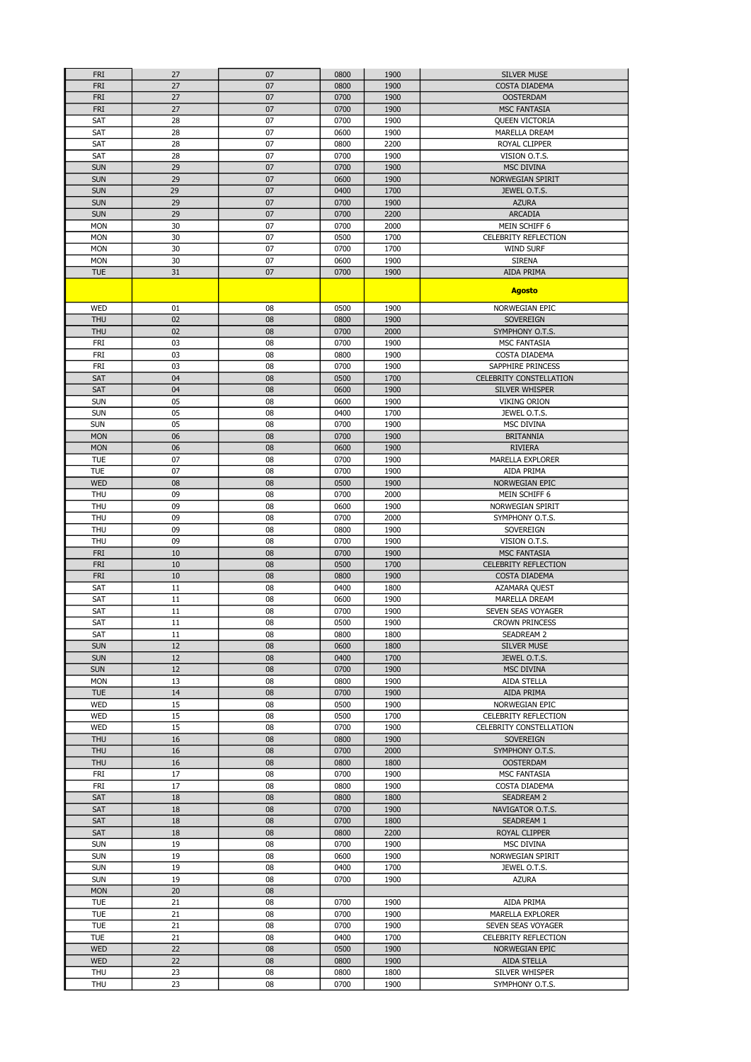| FRI | 27 | 07 | 0800 | 1900 | SILVER MUSE |
|---|---|---|---|---|---|
| FRI | 27 | 07 | 0800 | 1900 | COSTA DIADEMA |
| FRI | 27 | 07 | 0700 | 1900 | OOSTERDAM |
| FRI | 27 | 07 | 0700 | 1900 | MSC FANTASIA |
| SAT | 28 | 07 | 0700 | 1900 | QUEEN VICTORIA |
| SAT | 28 | 07 | 0600 | 1900 | MARELLA DREAM |
| SAT | 28 | 07 | 0800 | 2200 | ROYAL CLIPPER |
| SAT | 28 | 07 | 0700 | 1900 | VISION O.T.S. |
| SUN | 29 | 07 | 0700 | 1900 | MSC DIVINA |
| SUN | 29 | 07 | 0600 | 1900 | NORWEGIAN SPIRIT |
| SUN | 29 | 07 | 0400 | 1700 | JEWEL O.T.S. |
| SUN | 29 | 07 | 0700 | 1900 | AZURA |
| SUN | 29 | 07 | 0700 | 2200 | ARCADIA |
| MON | 30 | 07 | 0700 | 2000 | MEIN SCHIFF 6 |
| MON | 30 | 07 | 0500 | 1700 | CELEBRITY REFLECTION |
| MON | 30 | 07 | 0700 | 1700 | WIND SURF |
| MON | 30 | 07 | 0600 | 1900 | SIRENA |
| TUE | 31 | 07 | 0700 | 1900 | AIDA PRIMA |
| | | | | | **Agosto** |
| WED | 01 | 08 | 0500 | 1900 | NORWEGIAN EPIC |
| THU | 02 | 08 | 0800 | 1900 | SOVEREIGN |
| THU | 02 | 08 | 0700 | 2000 | SYMPHONY O.T.S. |
| FRI | 03 | 08 | 0700 | 1900 | MSC FANTASIA |
| FRI | 03 | 08 | 0800 | 1900 | COSTA DIADEMA |
| FRI | 03 | 08 | 0700 | 1900 | SAPPHIRE PRINCESS |
| SAT | 04 | 08 | 0500 | 1700 | CELEBRITY CONSTELLATION |
| SAT | 04 | 08 | 0600 | 1900 | SILVER WHISPER |
| SUN | 05 | 08 | 0600 | 1900 | VIKING ORION |
| SUN | 05 | 08 | 0400 | 1700 | JEWEL O.T.S. |
| SUN | 05 | 08 | 0700 | 1900 | MSC DIVINA |
| MON | 06 | 08 | 0700 | 1900 | BRITANNIA |
| MON | 06 | 08 | 0600 | 1900 | RIVIERA |
| TUE | 07 | 08 | 0700 | 1900 | MARELLA EXPLORER |
| TUE | 07 | 08 | 0700 | 1900 | AIDA PRIMA |
| WED | 08 | 08 | 0500 | 1900 | NORWEGIAN EPIC |
| THU | 09 | 08 | 0700 | 2000 | MEIN SCHIFF 6 |
| THU | 09 | 08 | 0600 | 1900 | NORWEGIAN SPIRIT |
| THU | 09 | 08 | 0700 | 2000 | SYMPHONY O.T.S. |
| THU | 09 | 08 | 0800 | 1900 | SOVEREIGN |
| THU | 09 | 08 | 0700 | 1900 | VISION O.T.S. |
| FRI | 10 | 08 | 0700 | 1900 | MSC FANTASIA |
| FRI | 10 | 08 | 0500 | 1700 | CELEBRITY REFLECTION |
| FRI | 10 | 08 | 0800 | 1900 | COSTA DIADEMA |
| SAT | 11 | 08 | 0400 | 1800 | AZAMARA QUEST |
| SAT | 11 | 08 | 0600 | 1900 | MARELLA DREAM |
| SAT | 11 | 08 | 0700 | 1900 | SEVEN SEAS VOYAGER |
| SAT | 11 | 08 | 0500 | 1900 | CROWN PRINCESS |
| SAT | 11 | 08 | 0800 | 1800 | SEADREAM 2 |
| SUN | 12 | 08 | 0600 | 1800 | SILVER MUSE |
| SUN | 12 | 08 | 0400 | 1700 | JEWEL O.T.S. |
| SUN | 12 | 08 | 0700 | 1900 | MSC DIVINA |
| MON | 13 | 08 | 0800 | 1900 | AIDA STELLA |
| TUE | 14 | 08 | 0700 | 1900 | AIDA PRIMA |
| WED | 15 | 08 | 0500 | 1900 | NORWEGIAN EPIC |
| WED | 15 | 08 | 0500 | 1700 | CELEBRITY REFLECTION |
| WED | 15 | 08 | 0700 | 1900 | CELEBRITY CONSTELLATION |
| THU | 16 | 08 | 0800 | 1900 | SOVEREIGN |
| THU | 16 | 08 | 0700 | 2000 | SYMPHONY O.T.S. |
| THU | 16 | 08 | 0800 | 1800 | OOSTERDAM |
| FRI | 17 | 08 | 0700 | 1900 | MSC FANTASIA |
| FRI | 17 | 08 | 0800 | 1900 | COSTA DIADEMA |
| SAT | 18 | 08 | 0800 | 1800 | SEADREAM 2 |
| SAT | 18 | 08 | 0700 | 1900 | NAVIGATOR O.T.S. |
| SAT | 18 | 08 | 0700 | 1800 | SEADREAM 1 |
| SAT | 18 | 08 | 0800 | 2200 | ROYAL CLIPPER |
| SUN | 19 | 08 | 0700 | 1900 | MSC DIVINA |
| SUN | 19 | 08 | 0600 | 1900 | NORWEGIAN SPIRIT |
| SUN | 19 | 08 | 0400 | 1700 | JEWEL O.T.S. |
| SUN | 19 | 08 | 0700 | 1900 | AZURA |
| MON | 20 | 08 | | | |
| TUE | 21 | 08 | 0700 | 1900 | AIDA PRIMA |
| TUE | 21 | 08 | 0700 | 1900 | MARELLA EXPLORER |
| TUE | 21 | 08 | 0700 | 1900 | SEVEN SEAS VOYAGER |
| TUE | 21 | 08 | 0400 | 1700 | CELEBRITY REFLECTION |
| WED | 22 | 08 | 0500 | 1900 | NORWEGIAN EPIC |
| WED | 22 | 08 | 0800 | 1900 | AIDA STELLA |
| THU | 23 | 08 | 0800 | 1800 | SILVER WHISPER |
| THU | 23 | 08 | 0700 | 1900 | SYMPHONY O.T.S. |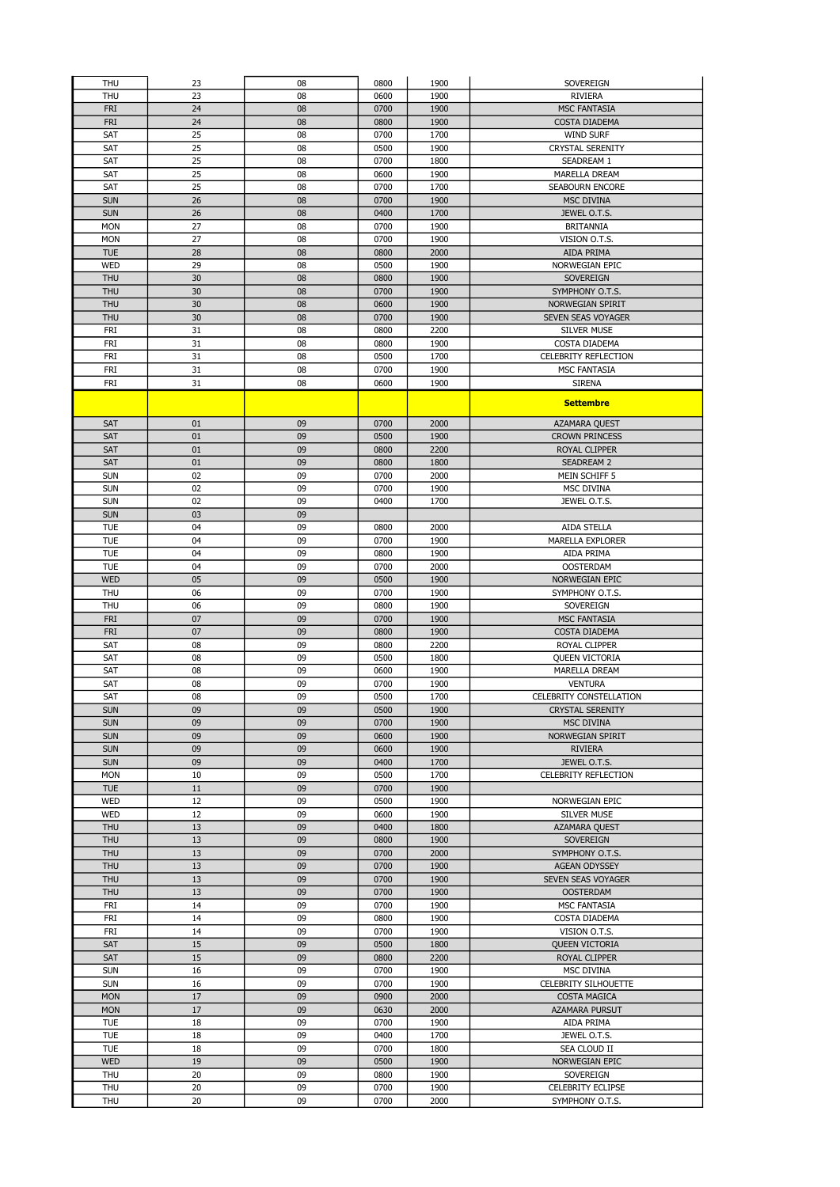| THU | 23 | 08 | 0800 | 1900 | SOVEREIGN |
|---|---|---|---|---|---|
| THU | 23 | 08 | 0600 | 1900 | RIVIERA |
| FRI | 24 | 08 | 0700 | 1900 | MSC FANTASIA |
| FRI | 24 | 08 | 0800 | 1900 | COSTA DIADEMA |
| SAT | 25 | 08 | 0700 | 1700 | WIND SURF |
| SAT | 25 | 08 | 0500 | 1900 | CRYSTAL SERENITY |
| SAT | 25 | 08 | 0700 | 1800 | SEADREAM 1 |
| SAT | 25 | 08 | 0600 | 1900 | MARELLA DREAM |
| SAT | 25 | 08 | 0700 | 1700 | SEABOURN ENCORE |
| SUN | 26 | 08 | 0700 | 1900 | MSC DIVINA |
| SUN | 26 | 08 | 0400 | 1700 | JEWEL O.T.S. |
| MON | 27 | 08 | 0700 | 1900 | BRITANNIA |
| MON | 27 | 08 | 0700 | 1900 | VISION O.T.S. |
| TUE | 28 | 08 | 0800 | 2000 | AIDA PRIMA |
| WED | 29 | 08 | 0500 | 1900 | NORWEGIAN EPIC |
| THU | 30 | 08 | 0800 | 1900 | SOVEREIGN |
| THU | 30 | 08 | 0700 | 1900 | SYMPHONY O.T.S. |
| THU | 30 | 08 | 0600 | 1900 | NORWEGIAN SPIRIT |
| THU | 30 | 08 | 0700 | 1900 | SEVEN SEAS VOYAGER |
| FRI | 31 | 08 | 0800 | 2200 | SILVER MUSE |
| FRI | 31 | 08 | 0800 | 1900 | COSTA DIADEMA |
| FRI | 31 | 08 | 0500 | 1700 | CELEBRITY REFLECTION |
| FRI | 31 | 08 | 0700 | 1900 | MSC FANTASIA |
| FRI | 31 | 08 | 0600 | 1900 | SIRENA |
| | | | | | **Settembre** |
| SAT | 01 | 09 | 0700 | 2000 | AZAMARA QUEST |
| SAT | 01 | 09 | 0500 | 1900 | CROWN PRINCESS |
| SAT | 01 | 09 | 0800 | 2200 | ROYAL CLIPPER |
| SAT | 01 | 09 | 0800 | 1800 | SEADREAM 2 |
| SUN | 02 | 09 | 0700 | 2000 | MEIN SCHIFF 5 |
| SUN | 02 | 09 | 0700 | 1900 | MSC DIVINA |
| SUN | 02 | 09 | 0400 | 1700 | JEWEL O.T.S. |
| SUN | 03 | 09 | | | |
| TUE | 04 | 09 | 0800 | 2000 | AIDA STELLA |
| TUE | 04 | 09 | 0700 | 1900 | MARELLA EXPLORER |
| TUE | 04 | 09 | 0800 | 1900 | AIDA PRIMA |
| TUE | 04 | 09 | 0700 | 2000 | OOSTERDAM |
| WED | 05 | 09 | 0500 | 1900 | NORWEGIAN EPIC |
| THU | 06 | 09 | 0700 | 1900 | SYMPHONY O.T.S. |
| THU | 06 | 09 | 0800 | 1900 | SOVEREIGN |
| FRI | 07 | 09 | 0700 | 1900 | MSC FANTASIA |
| FRI | 07 | 09 | 0800 | 1900 | COSTA DIADEMA |
| SAT | 08 | 09 | 0800 | 2200 | ROYAL CLIPPER |
| SAT | 08 | 09 | 0500 | 1800 | QUEEN VICTORIA |
| SAT | 08 | 09 | 0600 | 1900 | MARELLA DREAM |
| SAT | 08 | 09 | 0700 | 1900 | VENTURA |
| SAT | 08 | 09 | 0500 | 1700 | CELEBRITY CONSTELLATION |
| SUN | 09 | 09 | 0500 | 1900 | CRYSTAL SERENITY |
| SUN | 09 | 09 | 0700 | 1900 | MSC DIVINA |
| SUN | 09 | 09 | 0600 | 1900 | NORWEGIAN SPIRIT |
| SUN | 09 | 09 | 0600 | 1900 | RIVIERA |
| SUN | 09 | 09 | 0400 | 1700 | JEWEL O.T.S. |
| MON | 10 | 09 | 0500 | 1700 | CELEBRITY REFLECTION |
| TUE | 11 | 09 | 0700 | 1900 | |
| WED | 12 | 09 | 0500 | 1900 | NORWEGIAN EPIC |
| WED | 12 | 09 | 0600 | 1900 | SILVER MUSE |
| THU | 13 | 09 | 0400 | 1800 | AZAMARA QUEST |
| THU | 13 | 09 | 0800 | 1900 | SOVEREIGN |
| THU | 13 | 09 | 0700 | 2000 | SYMPHONY O.T.S. |
| THU | 13 | 09 | 0700 | 1900 | AGEAN ODYSSEY |
| THU | 13 | 09 | 0700 | 1900 | SEVEN SEAS VOYAGER |
| THU | 13 | 09 | 0700 | 1900 | OOSTERDAM |
| FRI | 14 | 09 | 0700 | 1900 | MSC FANTASIA |
| FRI | 14 | 09 | 0800 | 1900 | COSTA DIADEMA |
| FRI | 14 | 09 | 0700 | 1900 | VISION O.T.S. |
| SAT | 15 | 09 | 0500 | 1800 | QUEEN VICTORIA |
| SAT | 15 | 09 | 0800 | 2200 | ROYAL CLIPPER |
| SUN | 16 | 09 | 0700 | 1900 | MSC DIVINA |
| SUN | 16 | 09 | 0700 | 1900 | CELEBRITY SILHOUETTE |
| MON | 17 | 09 | 0900 | 2000 | COSTA MAGICA |
| MON | 17 | 09 | 0630 | 2000 | AZAMARA PURSUT |
| TUE | 18 | 09 | 0700 | 1900 | AIDA PRIMA |
| TUE | 18 | 09 | 0400 | 1700 | JEWEL O.T.S. |
| TUE | 18 | 09 | 0700 | 1800 | SEA CLOUD II |
| WED | 19 | 09 | 0500 | 1900 | NORWEGIAN EPIC |
| THU | 20 | 09 | 0800 | 1900 | SOVEREIGN |
| THU | 20 | 09 | 0700 | 1900 | CELEBRITY ECLIPSE |
| THU | 20 | 09 | 0700 | 2000 | SYMPHONY O.T.S. |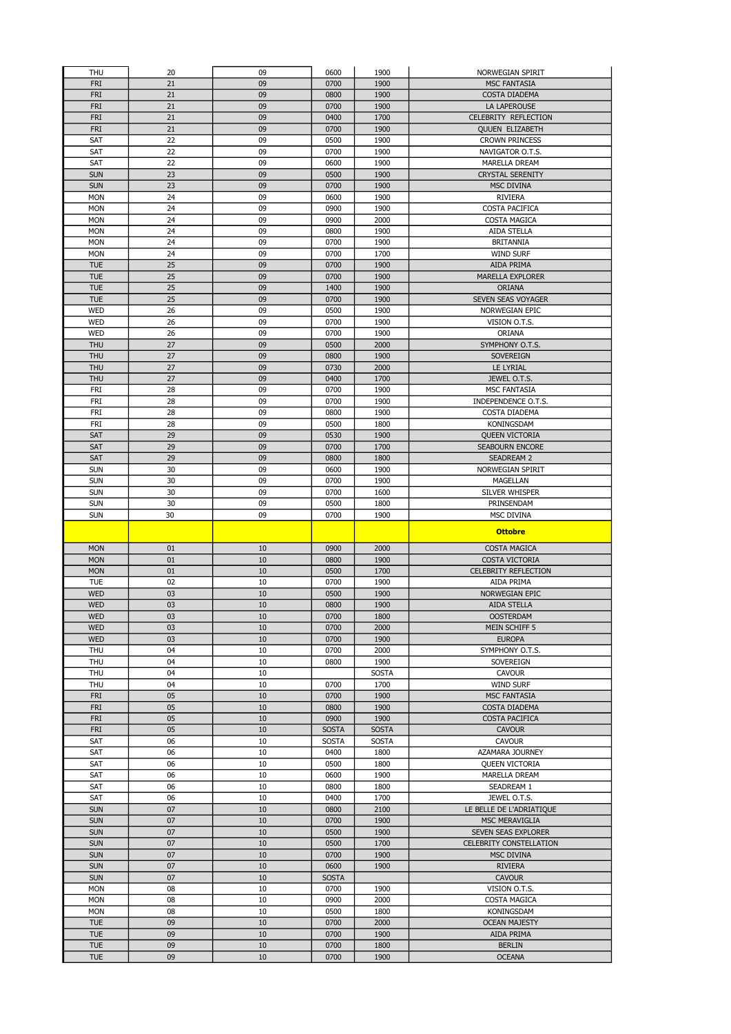| THU | 20 | 09 | 0600 | 1900 | NORWEGIAN SPIRIT |
|---|---|---|---|---|---|
| FRI | 21 | 09 | 0700 | 1900 | MSC FANTASIA |
| FRI | 21 | 09 | 0800 | 1900 | COSTA DIADEMA |
| FRI | 21 | 09 | 0700 | 1900 | LA LAPEROUSE |
| FRI | 21 | 09 | 0400 | 1700 | CELEBRITY REFLECTION |
| FRI | 21 | 09 | 0700 | 1900 | QUUEN ELIZABETH |
| SAT | 22 | 09 | 0500 | 1900 | CROWN PRINCESS |
| SAT | 22 | 09 | 0700 | 1900 | NAVIGATOR O.T.S. |
| SAT | 22 | 09 | 0600 | 1900 | MARELLA DREAM |
| SUN | 23 | 09 | 0500 | 1900 | CRYSTAL SERENITY |
| SUN | 23 | 09 | 0700 | 1900 | MSC DIVINA |
| MON | 24 | 09 | 0600 | 1900 | RIVIERA |
| MON | 24 | 09 | 0900 | 1900 | COSTA PACIFICA |
| MON | 24 | 09 | 0900 | 2000 | COSTA MAGICA |
| MON | 24 | 09 | 0800 | 1900 | AIDA STELLA |
| MON | 24 | 09 | 0700 | 1900 | BRITANNIA |
| MON | 24 | 09 | 0700 | 1700 | WIND SURF |
| TUE | 25 | 09 | 0700 | 1900 | AIDA PRIMA |
| TUE | 25 | 09 | 0700 | 1900 | MARELLA EXPLORER |
| TUE | 25 | 09 | 1400 | 1900 | ORIANA |
| TUE | 25 | 09 | 0700 | 1900 | SEVEN SEAS VOYAGER |
| WED | 26 | 09 | 0500 | 1900 | NORWEGIAN EPIC |
| WED | 26 | 09 | 0700 | 1900 | VISION O.T.S. |
| WED | 26 | 09 | 0700 | 1900 | ORIANA |
| THU | 27 | 09 | 0500 | 2000 | SYMPHONY O.T.S. |
| THU | 27 | 09 | 0800 | 1900 | SOVEREIGN |
| THU | 27 | 09 | 0730 | 2000 | LE LYRIAL |
| THU | 27 | 09 | 0400 | 1700 | JEWEL O.T.S. |
| FRI | 28 | 09 | 0700 | 1900 | MSC FANTASIA |
| FRI | 28 | 09 | 0700 | 1900 | INDEPENDENCE O.T.S. |
| FRI | 28 | 09 | 0800 | 1900 | COSTA DIADEMA |
| FRI | 28 | 09 | 0500 | 1800 | KONINGSDAM |
| SAT | 29 | 09 | 0530 | 1900 | QUEEN VICTORIA |
| SAT | 29 | 09 | 0700 | 1700 | SEABOURN ENCORE |
| SAT | 29 | 09 | 0800 | 1800 | SEADREAM 2 |
| SUN | 30 | 09 | 0600 | 1900 | NORWEGIAN SPIRIT |
| SUN | 30 | 09 | 0700 | 1900 | MAGELLAN |
| SUN | 30 | 09 | 0700 | 1600 | SILVER WHISPER |
| SUN | 30 | 09 | 0500 | 1800 | PRINSENDAM |
| SUN | 30 | 09 | 0700 | 1900 | MSC DIVINA |
| | | | | | **Ottobre** |
| MON | 01 | 10 | 0900 | 2000 | COSTA MAGICA |
| MON | 01 | 10 | 0800 | 1900 | COSTA VICTORIA |
| MON | 01 | 10 | 0500 | 1700 | CELEBRITY REFLECTION |
| TUE | 02 | 10 | 0700 | 1900 | AIDA PRIMA |
| WED | 03 | 10 | 0500 | 1900 | NORWEGIAN EPIC |
| WED | 03 | 10 | 0800 | 1900 | AIDA STELLA |
| WED | 03 | 10 | 0700 | 1800 | OOSTERDAM |
| WED | 03 | 10 | 0700 | 2000 | MEIN SCHIFF 5 |
| WED | 03 | 10 | 0700 | 1900 | EUROPA |
| THU | 04 | 10 | 0700 | 2000 | SYMPHONY O.T.S. |
| THU | 04 | 10 | 0800 | 1900 | SOVEREIGN |
| THU | 04 | 10 | | SOSTA | CAVOUR |
| THU | 04 | 10 | 0700 | 1700 | WIND SURF |
| FRI | 05 | 10 | 0700 | 1900 | MSC FANTASIA |
| FRI | 05 | 10 | 0800 | 1900 | COSTA DIADEMA |
| FRI | 05 | 10 | 0900 | 1900 | COSTA PACIFICA |
| FRI | 05 | 10 | SOSTA | SOSTA | CAVOUR |
| SAT | 06 | 10 | SOSTA | SOSTA | CAVOUR |
| SAT | 06 | 10 | 0400 | 1800 | AZAMARA JOURNEY |
| SAT | 06 | 10 | 0500 | 1800 | QUEEN VICTORIA |
| SAT | 06 | 10 | 0600 | 1900 | MARELLA DREAM |
| SAT | 06 | 10 | 0800 | 1800 | SEADREAM 1 |
| SAT | 06 | 10 | 0400 | 1700 | JEWEL O.T.S. |
| SUN | 07 | 10 | 0800 | 2100 | LE BELLE DE L'ADRIATIQUE |
| SUN | 07 | 10 | 0700 | 1900 | MSC MERAVIGLIA |
| SUN | 07 | 10 | 0500 | 1900 | SEVEN SEAS EXPLORER |
| SUN | 07 | 10 | 0500 | 1700 | CELEBRITY CONSTELLATION |
| SUN | 07 | 10 | 0700 | 1900 | MSC DIVINA |
| SUN | 07 | 10 | 0600 | 1900 | RIVIERA |
| SUN | 07 | 10 | SOSTA | | CAVOUR |
| MON | 08 | 10 | 0700 | 1900 | VISION O.T.S. |
| MON | 08 | 10 | 0900 | 2000 | COSTA MAGICA |
| MON | 08 | 10 | 0500 | 1800 | KONINGSDAM |
| TUE | 09 | 10 | 0700 | 2000 | OCEAN MAJESTY |
| TUE | 09 | 10 | 0700 | 1900 | AIDA PRIMA |
| TUE | 09 | 10 | 0700 | 1800 | BERLIN |
| TUE | 09 | 10 | 0700 | 1900 | OCEANA |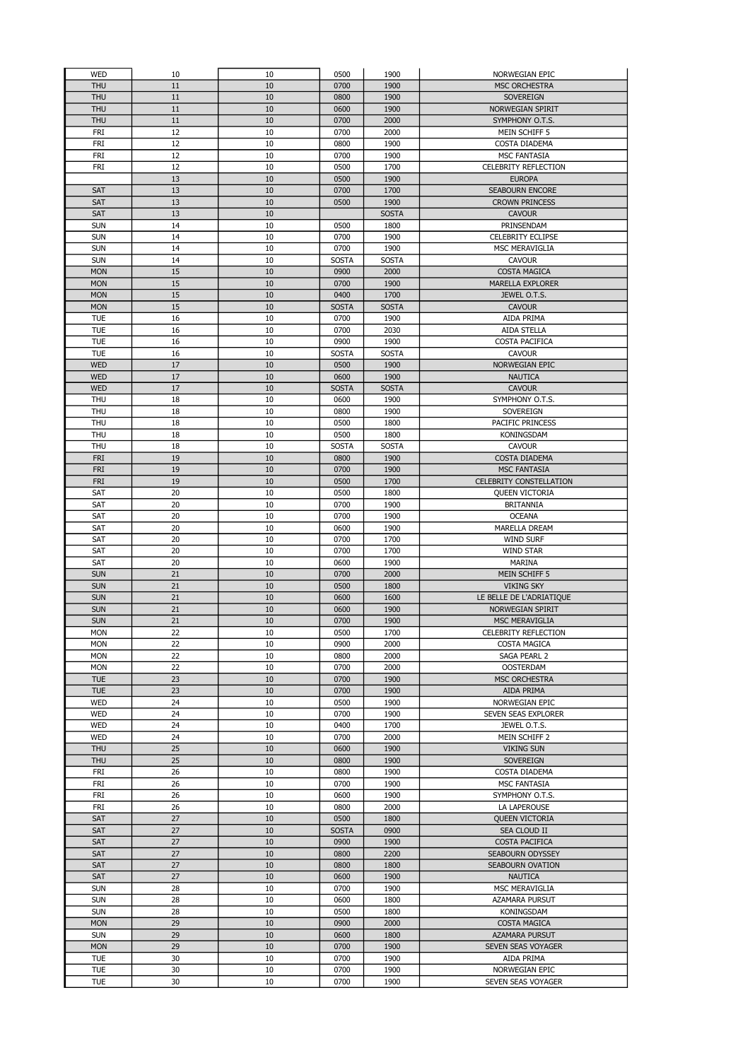| | | | | | |
|---|---|---|---|---|---|
| WED | 10 | 10 | 0500 | 1900 | NORWEGIAN EPIC |
| THU | 11 | 10 | 0700 | 1900 | MSC ORCHESTRA |
| THU | 11 | 10 | 0800 | 1900 | SOVEREIGN |
| THU | 11 | 10 | 0600 | 1900 | NORWEGIAN SPIRIT |
| THU | 11 | 10 | 0700 | 2000 | SYMPHONY O.T.S. |
| FRI | 12 | 10 | 0700 | 2000 | MEIN SCHIFF 5 |
| FRI | 12 | 10 | 0800 | 1900 | COSTA DIADEMA |
| FRI | 12 | 10 | 0700 | 1900 | MSC FANTASIA |
| FRI | 12 | 10 | 0500 | 1700 | CELEBRITY REFLECTION |
| | 13 | 10 | 0500 | 1900 | EUROPA |
| SAT | 13 | 10 | 0700 | 1700 | SEABOURN ENCORE |
| SAT | 13 | 10 | 0500 | 1900 | CROWN PRINCESS |
| SAT | 13 | 10 | | SOSTA | CAVOUR |
| SUN | 14 | 10 | 0500 | 1800 | PRINSENDAM |
| SUN | 14 | 10 | 0700 | 1900 | CELEBRITY ECLIPSE |
| SUN | 14 | 10 | 0700 | 1900 | MSC MERAVIGLIA |
| SUN | 14 | 10 | SOSTA | SOSTA | CAVOUR |
| MON | 15 | 10 | 0900 | 2000 | COSTA MAGICA |
| MON | 15 | 10 | 0700 | 1900 | MARELLA EXPLORER |
| MON | 15 | 10 | 0400 | 1700 | JEWEL O.T.S. |
| MON | 15 | 10 | SOSTA | SOSTA | CAVOUR |
| TUE | 16 | 10 | 0700 | 1900 | AIDA PRIMA |
| TUE | 16 | 10 | 0700 | 2030 | AIDA STELLA |
| TUE | 16 | 10 | 0900 | 1900 | COSTA PACIFICA |
| TUE | 16 | 10 | SOSTA | SOSTA | CAVOUR |
| WED | 17 | 10 | 0500 | 1900 | NORWEGIAN EPIC |
| WED | 17 | 10 | 0600 | 1900 | NAUTICA |
| WED | 17 | 10 | SOSTA | SOSTA | CAVOUR |
| THU | 18 | 10 | 0600 | 1900 | SYMPHONY O.T.S. |
| THU | 18 | 10 | 0800 | 1900 | SOVEREIGN |
| THU | 18 | 10 | 0500 | 1800 | PACIFIC PRINCESS |
| THU | 18 | 10 | 0500 | 1800 | KONINGSDAM |
| THU | 18 | 10 | SOSTA | SOSTA | CAVOUR |
| FRI | 19 | 10 | 0800 | 1900 | COSTA DIADEMA |
| FRI | 19 | 10 | 0700 | 1900 | MSC FANTASIA |
| FRI | 19 | 10 | 0500 | 1700 | CELEBRITY CONSTELLATION |
| SAT | 20 | 10 | 0500 | 1800 | QUEEN VICTORIA |
| SAT | 20 | 10 | 0700 | 1900 | BRITANNIA |
| SAT | 20 | 10 | 0700 | 1900 | OCEANA |
| SAT | 20 | 10 | 0600 | 1900 | MARELLA DREAM |
| SAT | 20 | 10 | 0700 | 1700 | WIND SURF |
| SAT | 20 | 10 | 0700 | 1700 | WIND STAR |
| SAT | 20 | 10 | 0600 | 1900 | MARINA |
| SUN | 21 | 10 | 0700 | 2000 | MEIN SCHIFF 5 |
| SUN | 21 | 10 | 0500 | 1800 | VIKING SKY |
| SUN | 21 | 10 | 0600 | 1600 | LE BELLE DE L'ADRIATIQUE |
| SUN | 21 | 10 | 0600 | 1900 | NORWEGIAN SPIRIT |
| SUN | 21 | 10 | 0700 | 1900 | MSC MERAVIGLIA |
| MON | 22 | 10 | 0500 | 1700 | CELEBRITY REFLECTION |
| MON | 22 | 10 | 0900 | 2000 | COSTA MAGICA |
| MON | 22 | 10 | 0800 | 2000 | SAGA PEARL 2 |
| MON | 22 | 10 | 0700 | 2000 | OOSTERDAM |
| TUE | 23 | 10 | 0700 | 1900 | MSC ORCHESTRA |
| TUE | 23 | 10 | 0700 | 1900 | AIDA PRIMA |
| WED | 24 | 10 | 0500 | 1900 | NORWEGIAN EPIC |
| WED | 24 | 10 | 0700 | 1900 | SEVEN SEAS EXPLORER |
| WED | 24 | 10 | 0400 | 1700 | JEWEL O.T.S. |
| WED | 24 | 10 | 0700 | 2000 | MEIN SCHIFF 2 |
| THU | 25 | 10 | 0600 | 1900 | VIKING SUN |
| THU | 25 | 10 | 0800 | 1900 | SOVEREIGN |
| FRI | 26 | 10 | 0800 | 1900 | COSTA DIADEMA |
| FRI | 26 | 10 | 0700 | 1900 | MSC FANTASIA |
| FRI | 26 | 10 | 0600 | 1900 | SYMPHONY O.T.S. |
| FRI | 26 | 10 | 0800 | 2000 | LA LAPEROUSE |
| SAT | 27 | 10 | 0500 | 1800 | QUEEN VICTORIA |
| SAT | 27 | 10 | SOSTA | 0900 | SEA CLOUD II |
| SAT | 27 | 10 | 0900 | 1900 | COSTA PACIFICA |
| SAT | 27 | 10 | 0800 | 2200 | SEABOURN ODYSSEY |
| SAT | 27 | 10 | 0800 | 1800 | SEABOURN OVATION |
| SAT | 27 | 10 | 0600 | 1900 | NAUTICA |
| SUN | 28 | 10 | 0700 | 1900 | MSC MERAVIGLIA |
| SUN | 28 | 10 | 0600 | 1800 | AZAMARA PURSUT |
| SUN | 28 | 10 | 0500 | 1800 | KONINGSDAM |
| MON | 29 | 10 | 0900 | 2000 | COSTA MAGICA |
| SUN | 29 | 10 | 0600 | 1800 | AZAMARA PURSUT |
| MON | 29 | 10 | 0700 | 1900 | SEVEN SEAS VOYAGER |
| TUE | 30 | 10 | 0700 | 1900 | AIDA PRIMA |
| TUE | 30 | 10 | 0700 | 1900 | NORWEGIAN EPIC |
| TUE | 30 | 10 | 0700 | 1900 | SEVEN SEAS VOYAGER |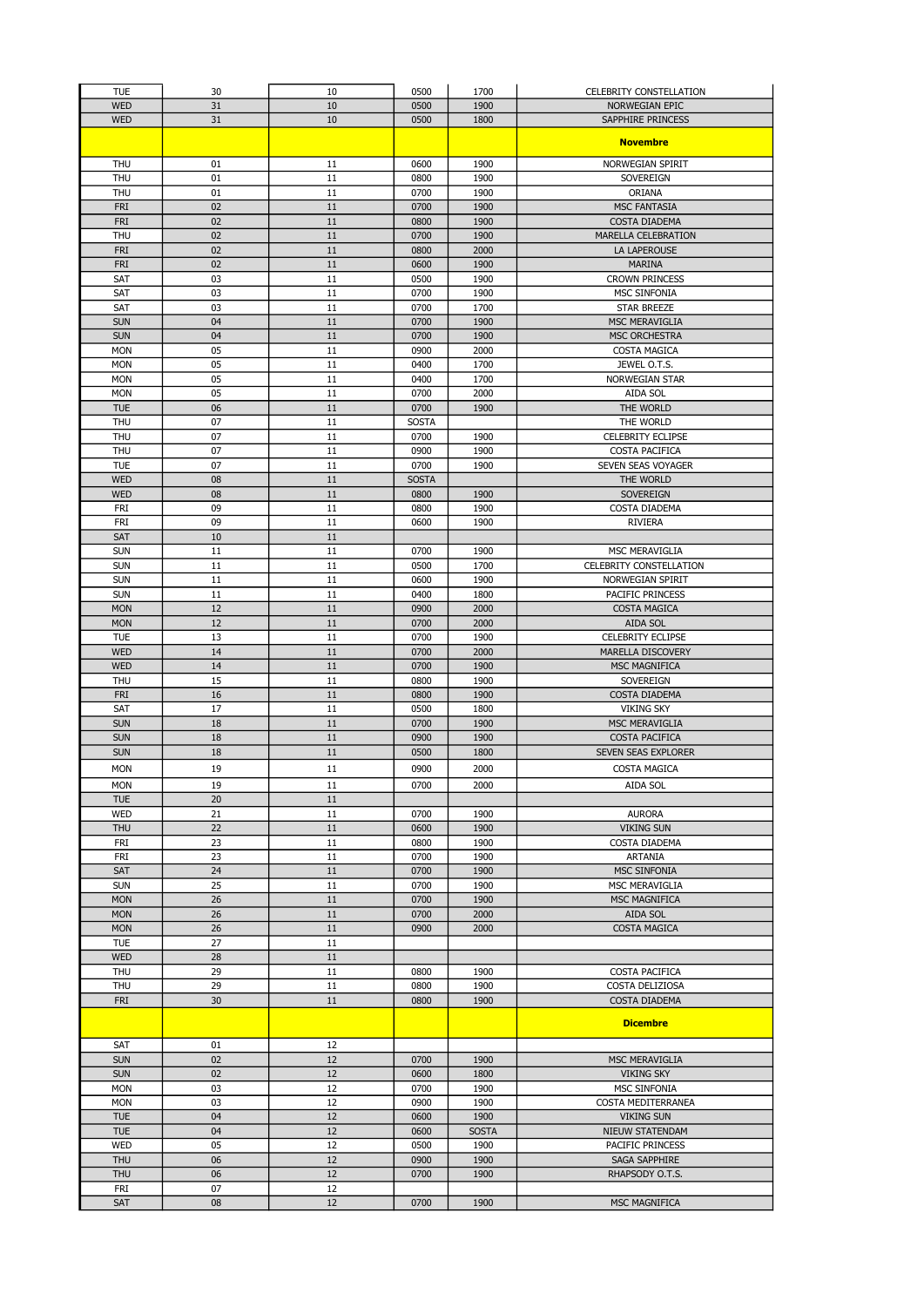| | | | | | |
|---|---|---|---|---|---|
| TUE | 30 | 10 | 0500 | 1700 | CELEBRITY CONSTELLATION |
| WED | 31 | 10 | 0500 | 1900 | NORWEGIAN EPIC |
| WED | 31 | 10 | 0500 | 1800 | SAPPHIRE PRINCESS |
| | | | | | **Novembre** |
| THU | 01 | 11 | 0600 | 1900 | NORWEGIAN SPIRIT |
| THU | 01 | 11 | 0800 | 1900 | SOVEREIGN |
| THU | 01 | 11 | 0700 | 1900 | ORIANA |
| FRI | 02 | 11 | 0700 | 1900 | MSC FANTASIA |
| FRI | 02 | 11 | 0800 | 1900 | COSTA DIADEMA |
| THU | 02 | 11 | 0700 | 1900 | MARELLA CELEBRATION |
| FRI | 02 | 11 | 0800 | 2000 | LA LAPEROUSE |
| FRI | 02 | 11 | 0600 | 1900 | MARINA |
| SAT | 03 | 11 | 0500 | 1900 | CROWN PRINCESS |
| SAT | 03 | 11 | 0700 | 1900 | MSC SINFONIA |
| SAT | 03 | 11 | 0700 | 1700 | STAR BREEZE |
| SUN | 04 | 11 | 0700 | 1900 | MSC MERAVIGLIA |
| SUN | 04 | 11 | 0700 | 1900 | MSC ORCHESTRA |
| MON | 05 | 11 | 0900 | 2000 | COSTA MAGICA |
| MON | 05 | 11 | 0400 | 1700 | JEWEL O.T.S. |
| MON | 05 | 11 | 0400 | 1700 | NORWEGIAN STAR |
| MON | 05 | 11 | 0700 | 2000 | AIDA SOL |
| TUE | 06 | 11 | 0700 | 1900 | THE WORLD |
| THU | 07 | 11 | SOSTA | | THE WORLD |
| THU | 07 | 11 | 0700 | 1900 | CELEBRITY ECLIPSE |
| THU | 07 | 11 | 0900 | 1900 | COSTA PACIFICA |
| TUE | 07 | 11 | 0700 | 1900 | SEVEN SEAS VOYAGER |
| WED | 08 | 11 | SOSTA | | THE WORLD |
| WED | 08 | 11 | 0800 | 1900 | SOVEREIGN |
| FRI | 09 | 11 | 0800 | 1900 | COSTA DIADEMA |
| FRI | 09 | 11 | 0600 | 1900 | RIVIERA |
| SAT | 10 | 11 | | | |
| SUN | 11 | 11 | 0700 | 1900 | MSC MERAVIGLIA |
| SUN | 11 | 11 | 0500 | 1700 | CELEBRITY CONSTELLATION |
| SUN | 11 | 11 | 0600 | 1900 | NORWEGIAN SPIRIT |
| SUN | 11 | 11 | 0400 | 1800 | PACIFIC PRINCESS |
| MON | 12 | 11 | 0900 | 2000 | COSTA MAGICA |
| MON | 12 | 11 | 0700 | 2000 | AIDA SOL |
| TUE | 13 | 11 | 0700 | 1900 | CELEBRITY ECLIPSE |
| WED | 14 | 11 | 0700 | 2000 | MARELLA DISCOVERY |
| WED | 14 | 11 | 0700 | 1900 | MSC MAGNIFICA |
| THU | 15 | 11 | 0800 | 1900 | SOVEREIGN |
| FRI | 16 | 11 | 0800 | 1900 | COSTA DIADEMA |
| SAT | 17 | 11 | 0500 | 1800 | VIKING SKY |
| SUN | 18 | 11 | 0700 | 1900 | MSC MERAVIGLIA |
| SUN | 18 | 11 | 0900 | 1900 | COSTA PACIFICA |
| SUN | 18 | 11 | 0500 | 1800 | SEVEN SEAS EXPLORER |
| MON | 19 | 11 | 0900 | 2000 | COSTA MAGICA |
| MON | 19 | 11 | 0700 | 2000 | AIDA SOL |
| TUE | 20 | 11 | | | |
| WED | 21 | 11 | 0700 | 1900 | AURORA |
| THU | 22 | 11 | 0600 | 1900 | VIKING SUN |
| FRI | 23 | 11 | 0800 | 1900 | COSTA DIADEMA |
| FRI | 23 | 11 | 0700 | 1900 | ARTANIA |
| SAT | 24 | 11 | 0700 | 1900 | MSC SINFONIA |
| SUN | 25 | 11 | 0700 | 1900 | MSC MERAVIGLIA |
| MON | 26 | 11 | 0700 | 1900 | MSC MAGNIFICA |
| MON | 26 | 11 | 0700 | 2000 | AIDA SOL |
| MON | 26 | 11 | 0900 | 2000 | COSTA MAGICA |
| TUE | 27 | 11 | | | |
| WED | 28 | 11 | | | |
| THU | 29 | 11 | 0800 | 1900 | COSTA PACIFICA |
| THU | 29 | 11 | 0800 | 1900 | COSTA DELIZIOSA |
| FRI | 30 | 11 | 0800 | 1900 | COSTA DIADEMA |
| | | | | | **Dicembre** |
| SAT | 01 | 12 | | | |
| SUN | 02 | 12 | 0700 | 1900 | MSC MERAVIGLIA |
| SUN | 02 | 12 | 0600 | 1800 | VIKING SKY |
| MON | 03 | 12 | 0700 | 1900 | MSC SINFONIA |
| MON | 03 | 12 | 0900 | 1900 | COSTA MEDITERRANEA |
| TUE | 04 | 12 | 0600 | 1900 | VIKING SUN |
| TUE | 04 | 12 | 0600 | SOSTA | NIEUW STATENDAM |
| WED | 05 | 12 | 0500 | 1900 | PACIFIC PRINCESS |
| THU | 06 | 12 | 0900 | 1900 | SAGA SAPPHIRE |
| THU | 06 | 12 | 0700 | 1900 | RHAPSODY O.T.S. |
| FRI | 07 | 12 | | | |
| SAT | 08 | 12 | 0700 | 1900 | MSC MAGNIFICA |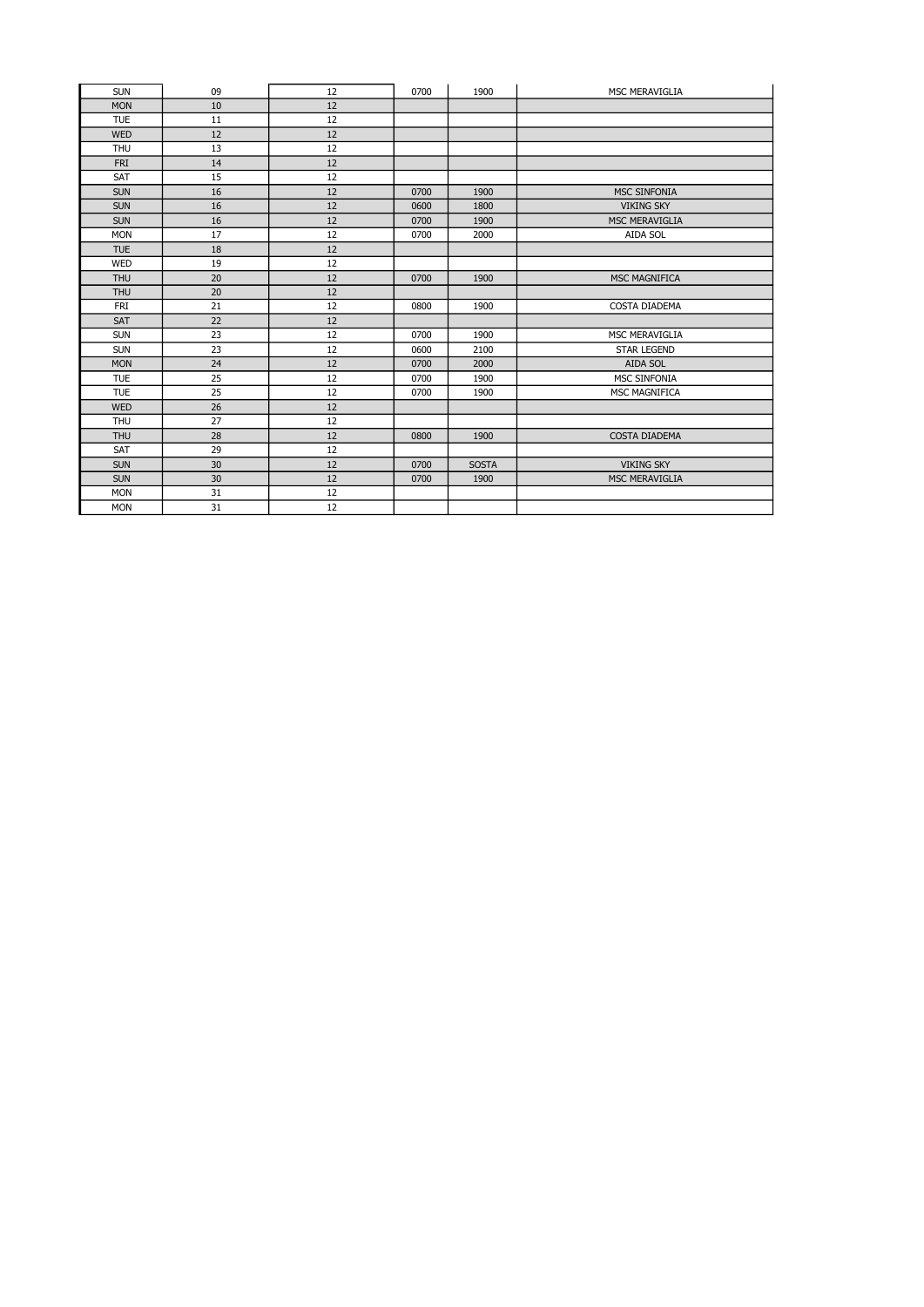| | | | | | |
|---|---|---|---|---|---|
| SUN | 09 | 12 | 0700 | 1900 | MSC MERAVIGLIA |
| MON | 10 | 12 | | | |
| TUE | 11 | 12 | | | |
| WED | 12 | 12 | | | |
| THU | 13 | 12 | | | |
| FRI | 14 | 12 | | | |
| SAT | 15 | 12 | | | |
| SUN | 16 | 12 | 0700 | 1900 | MSC SINFONIA |
| SUN | 16 | 12 | 0600 | 1800 | VIKING SKY |
| SUN | 16 | 12 | 0700 | 1900 | MSC MERAVIGLIA |
| MON | 17 | 12 | 0700 | 2000 | AIDA SOL |
| TUE | 18 | 12 | | | |
| WED | 19 | 12 | | | |
| THU | 20 | 12 | 0700 | 1900 | MSC MAGNIFICA |
| THU | 20 | 12 | | | |
| FRI | 21 | 12 | 0800 | 1900 | COSTA DIADEMA |
| SAT | 22 | 12 | | | |
| SUN | 23 | 12 | 0700 | 1900 | MSC MERAVIGLIA |
| SUN | 23 | 12 | 0600 | 2100 | STAR LEGEND |
| MON | 24 | 12 | 0700 | 2000 | AIDA SOL |
| TUE | 25 | 12 | 0700 | 1900 | MSC SINFONIA |
| TUE | 25 | 12 | 0700 | 1900 | MSC MAGNIFICA |
| WED | 26 | 12 | | | |
| THU | 27 | 12 | | | |
| THU | 28 | 12 | 0800 | 1900 | COSTA DIADEMA |
| SAT | 29 | 12 | | | |
| SUN | 30 | 12 | 0700 | SOSTA | VIKING SKY |
| SUN | 30 | 12 | 0700 | 1900 | MSC MERAVIGLIA |
| MON | 31 | 12 | | | |
| MON | 31 | 12 | | | |